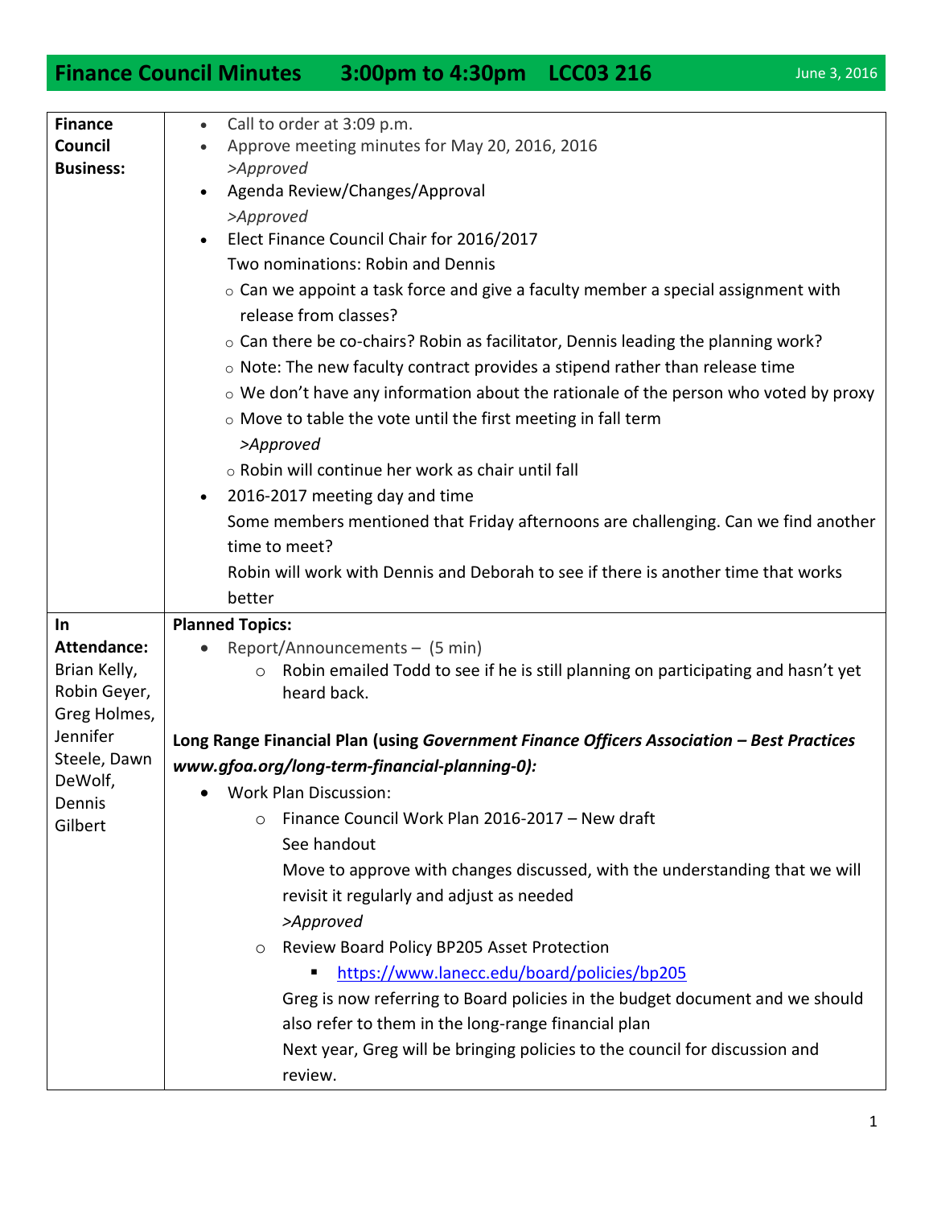# Finance Council Minutes 3:00pm to 4:30pm LCC03 216

June 3, 2016

| | |
|---|---|
| **Finance Council Business:** | • Call to order at 3:09 p.m.<br>• Approve meeting minutes for May 20, 2016, 2016<br>*>Approved*<br>• Agenda Review/Changes/Approval<br>*>Approved*<br>• Elect Finance Council Chair for 2016/2017<br>Two nominations: Robin and Dennis<br>○ Can we appoint a task force and give a faculty member a special assignment with release from classes?<br>○ Can there be co-chairs? Robin as facilitator, Dennis leading the planning work?<br>○ Note: The new faculty contract provides a stipend rather than release time<br>○ We don't have any information about the rationale of the person who voted by proxy<br>○ Move to table the vote until the first meeting in fall term<br>*>Approved*<br>○ Robin will continue her work as chair until fall<br>• 2016-2017 meeting day and time<br>Some members mentioned that Friday afternoons are challenging. Can we find another time to meet?<br>Robin will work with Dennis and Deborah to see if there is another time that works better |
| **In Attendance:**<br>Brian Kelly, Robin Geyer, Greg Holmes, Jennifer Steele, Dawn DeWolf, Dennis Gilbert | **Planned Topics:**<br>• Report/Announcements – (5 min)<br>○ Robin emailed Todd to see if he is still planning on participating and hasn't yet heard back.<br><br>**Long Range Financial Plan (using *Government Finance Officers Association – Best Practices www.gfoa.org/long-term-financial-planning-0):***<br>• Work Plan Discussion:<br>○ Finance Council Work Plan 2016-2017 – New draft<br>See handout<br>Move to approve with changes discussed, with the understanding that we will revisit it regularly and adjust as needed<br>*>Approved*<br>○ Review Board Policy BP205 Asset Protection<br>▪ https://www.lanecc.edu/board/policies/bp205<br>Greg is now referring to Board policies in the budget document and we should also refer to them in the long-range financial plan<br>Next year, Greg will be bringing policies to the council for discussion and review. |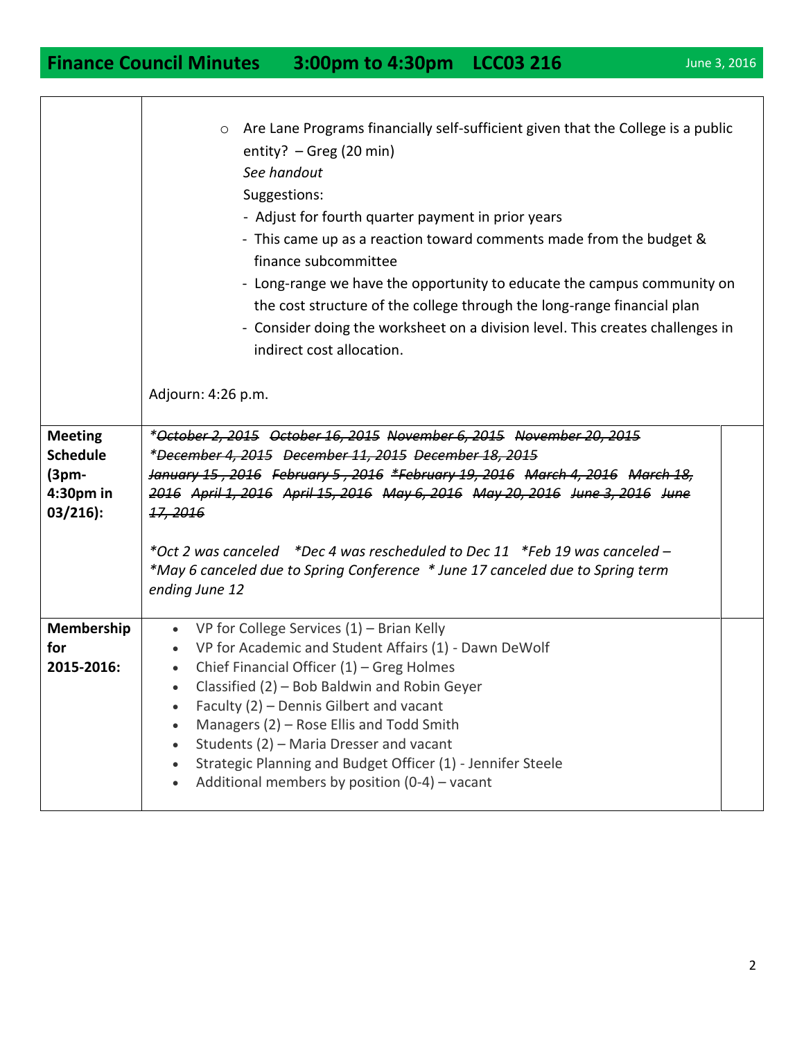# Finance Council Minutes 3:00pm to 4:30pm LCC03 216

June 3, 2016

| | | |
|---|---|---|
| | ○ Are Lane Programs financially self-sufficient given that the College is a public entity? – Greg (20 min)<br>*See handout*<br>Suggestions:<br>- Adjust for fourth quarter payment in prior years<br>- This came up as a reaction toward comments made from the budget & finance subcommittee<br>- Long-range we have the opportunity to educate the campus community on the cost structure of the college through the long-range financial plan<br>- Consider doing the worksheet on a division level. This creates challenges in indirect cost allocation.<br><br>Adjourn: 4:26 p.m. | |
| **Meeting Schedule (3pm-4:30pm in 03/216):** | *~~*October 2, 2015~~ ~~October 16, 2015~~ ~~November 6, 2015~~ ~~November 20, 2015~~ ~~*December 4, 2015~~ ~~December 11, 2015~~ ~~December 18, 2015~~ ~~January 15 , 2016~~ ~~February 5 , 2016~~ ~~*February 19, 2016~~ ~~March 4, 2016~~ ~~March 18, 2016~~ ~~April 1, 2016~~ ~~April 15, 2016~~ ~~May 6, 2016~~ ~~May 20, 2016~~ ~~June 3, 2016~~ ~~June 17, 2016~~*<br><br>*\*Oct 2 was canceled \*Dec 4 was rescheduled to Dec 11 \*Feb 19 was canceled – \*May 6 canceled due to Spring Conference \* June 17 canceled due to Spring term ending June 12* | |
| **Membership for 2015-2016:** | • VP for College Services (1) – Brian Kelly<br>• VP for Academic and Student Affairs (1) - Dawn DeWolf<br>• Chief Financial Officer (1) – Greg Holmes<br>• Classified (2) – Bob Baldwin and Robin Geyer<br>• Faculty (2) – Dennis Gilbert and vacant<br>• Managers (2) – Rose Ellis and Todd Smith<br>• Students (2) – Maria Dresser and vacant<br>• Strategic Planning and Budget Officer (1) - Jennifer Steele<br>• Additional members by position (0-4) – vacant | |